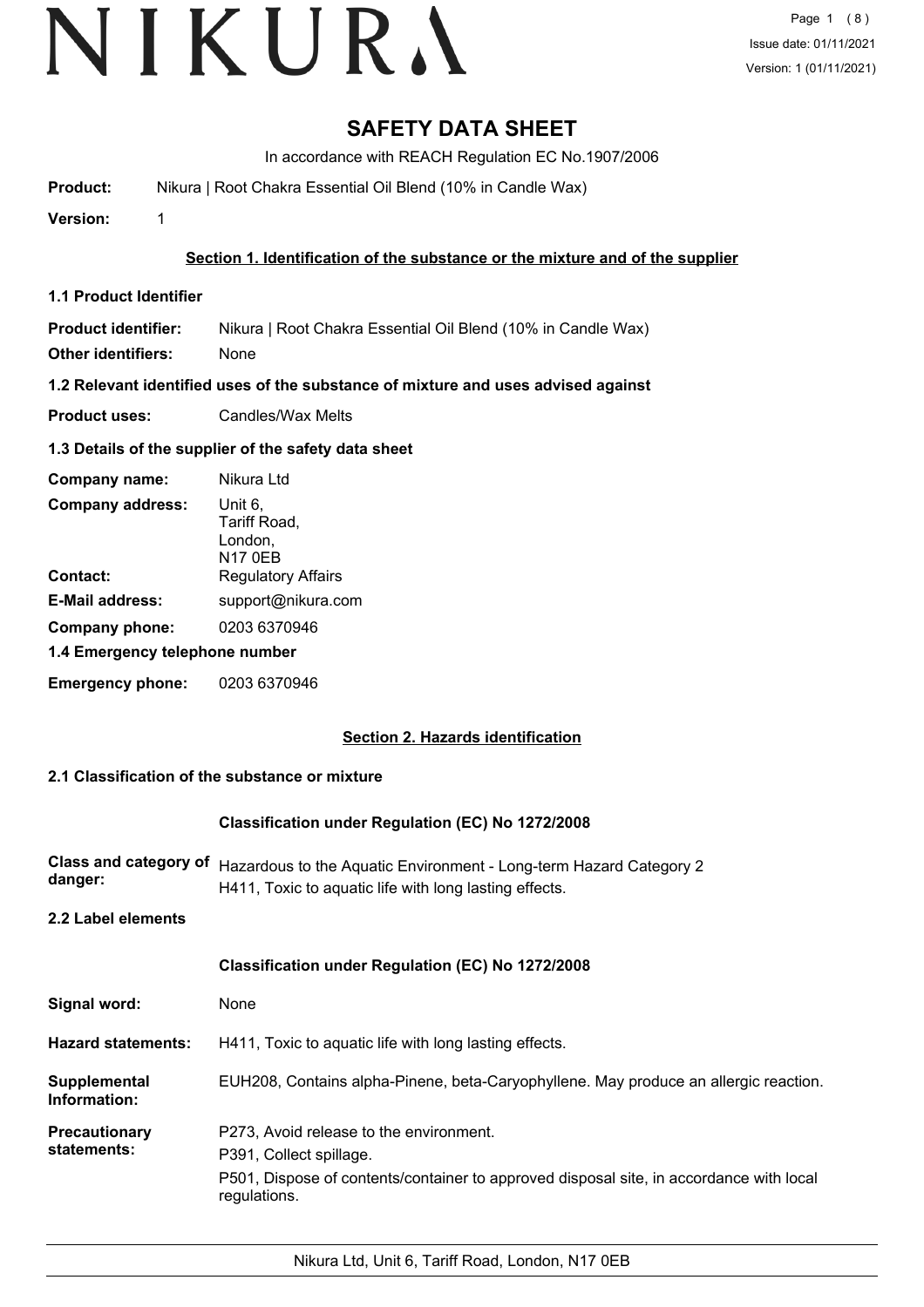# SAFETY DATA SHEET

In accordance with REACH Regulation EC No.1907/2006

**Product:** Nikura | Root Chakra Essential Oil Blend (10% in Candle Wax)

**Version:** 1

## Section 1. Identification of the substance or the mixture and of the supplier

### 1.1 Product Identifier

**Product identifier:** Nikura | Root Chakra Essential Oil Blend (10% in Candle Wax)

**Other identifiers:** None

### 1.2 Relevant identified uses of the substance of mixture and uses advised against

**Product uses:** Candles/Wax Melts

### 1.3 Details of the supplier of the safety data sheet

**Company name:** Nikura Ltd

**Company address:** Unit 6, Tariff Road, London, N17 0EB

**Contact:** Regulatory Affairs

**E-Mail address:** support@nikura.com

**Company phone:** 0203 6370946

### 1.4 Emergency telephone number

**Emergency phone:** 0203 6370946

## Section 2. Hazards identification

### 2.1 Classification of the substance or mixture

**Classification under Regulation (EC) No 1272/2008**

**Class and category of danger:** Hazardous to the Aquatic Environment - Long-term Hazard Category 2
H411, Toxic to aquatic life with long lasting effects.

### 2.2 Label elements

**Classification under Regulation (EC) No 1272/2008**

**Signal word:** None

**Hazard statements:** H411, Toxic to aquatic life with long lasting effects.

**Supplemental Information:** EUH208, Contains alpha-Pinene, beta-Caryophyllene. May produce an allergic reaction.

**Precautionary statements:**
P273, Avoid release to the environment.
P391, Collect spillage.
P501, Dispose of contents/container to approved disposal site, in accordance with local regulations.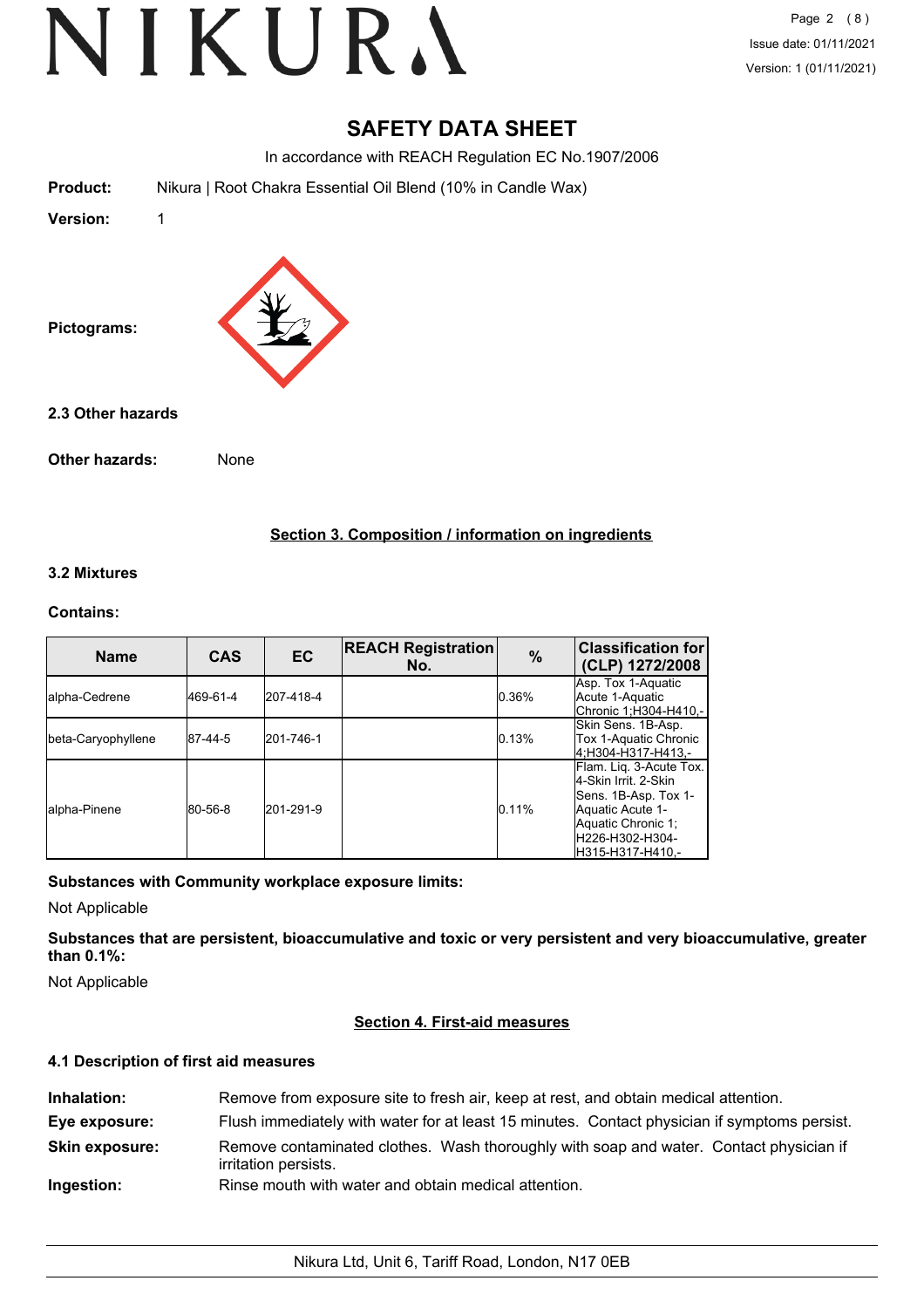# SAFETY DATA SHEET

In accordance with REACH Regulation EC No.1907/2006

**Product:** Nikura | Root Chakra Essential Oil Blend (10% in Candle Wax)

**Version:** 1

**Pictograms:**

### 2.3 Other hazards

**Other hazards:** None

## Section 3. Composition / information on ingredients

### 3.2 Mixtures

**Contains:**

| Name | CAS | EC | REACH Registration No. | % | Classification for (CLP) 1272/2008 |
|---|---|---|---|---|---|
| alpha-Cedrene | 469-61-4 | 207-418-4 | | 0.36% | Asp. Tox 1-Aquatic Acute 1-Aquatic Chronic 1;H304-H410,- |
| beta-Caryophyllene | 87-44-5 | 201-746-1 | | 0.13% | Skin Sens. 1B-Asp. Tox 1-Aquatic Chronic 4;H304-H317-H413,- |
| alpha-Pinene | 80-56-8 | 201-291-9 | | 0.11% | Flam. Liq. 3-Acute Tox. 4-Skin Irrit. 2-Skin Sens. 1B-Asp. Tox 1-Aquatic Acute 1-Aquatic Chronic 1; H226-H302-H304-H315-H317-H410,- |

**Substances with Community workplace exposure limits:**

Not Applicable

**Substances that are persistent, bioaccumulative and toxic or very persistent and very bioaccumulative, greater than 0.1%:**

Not Applicable

## Section 4. First-aid measures

### 4.1 Description of first aid measures

**Inhalation:** Remove from exposure site to fresh air, keep at rest, and obtain medical attention.

**Eye exposure:** Flush immediately with water for at least 15 minutes. Contact physician if symptoms persist.

**Skin exposure:** Remove contaminated clothes. Wash thoroughly with soap and water. Contact physician if irritation persists.

**Ingestion:** Rinse mouth with water and obtain medical attention.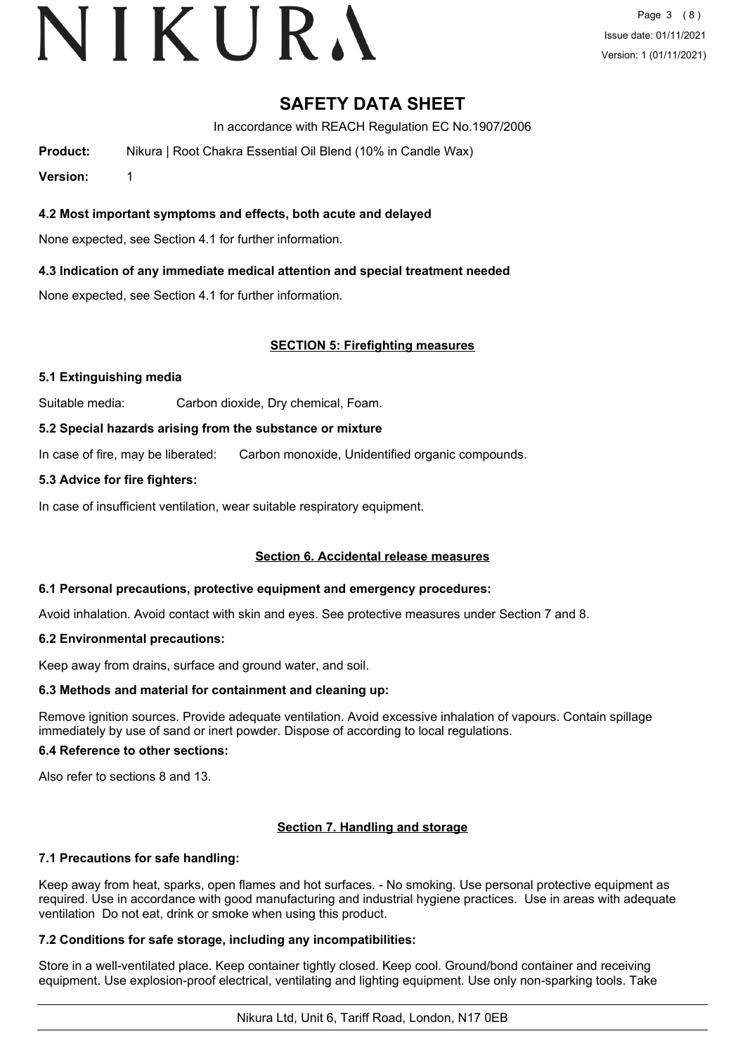# SAFETY DATA SHEET

In accordance with REACH Regulation EC No.1907/2006

**Product:** Nikura | Root Chakra Essential Oil Blend (10% in Candle Wax)

**Version:** 1

### 4.2 Most important symptoms and effects, both acute and delayed

None expected, see Section 4.1 for further information.

### 4.3 Indication of any immediate medical attention and special treatment needed

None expected, see Section 4.1 for further information.

## SECTION 5: Firefighting measures

### 5.1 Extinguishing media

Suitable media: Carbon dioxide, Dry chemical, Foam.

### 5.2 Special hazards arising from the substance or mixture

In case of fire, may be liberated: Carbon monoxide, Unidentified organic compounds.

### 5.3 Advice for fire fighters:

In case of insufficient ventilation, wear suitable respiratory equipment.

## Section 6. Accidental release measures

### 6.1 Personal precautions, protective equipment and emergency procedures:

Avoid inhalation. Avoid contact with skin and eyes. See protective measures under Section 7 and 8.

### 6.2 Environmental precautions:

Keep away from drains, surface and ground water, and soil.

### 6.3 Methods and material for containment and cleaning up:

Remove ignition sources. Provide adequate ventilation. Avoid excessive inhalation of vapours. Contain spillage immediately by use of sand or inert powder. Dispose of according to local regulations.

### 6.4 Reference to other sections:

Also refer to sections 8 and 13.

## Section 7. Handling and storage

### 7.1 Precautions for safe handling:

Keep away from heat, sparks, open flames and hot surfaces. - No smoking. Use personal protective equipment as required. Use in accordance with good manufacturing and industrial hygiene practices. Use in areas with adequate ventilation Do not eat, drink or smoke when using this product.

### 7.2 Conditions for safe storage, including any incompatibilities:

Store in a well-ventilated place. Keep container tightly closed. Keep cool. Ground/bond container and receiving equipment. Use explosion-proof electrical, ventilating and lighting equipment. Use only non-sparking tools. Take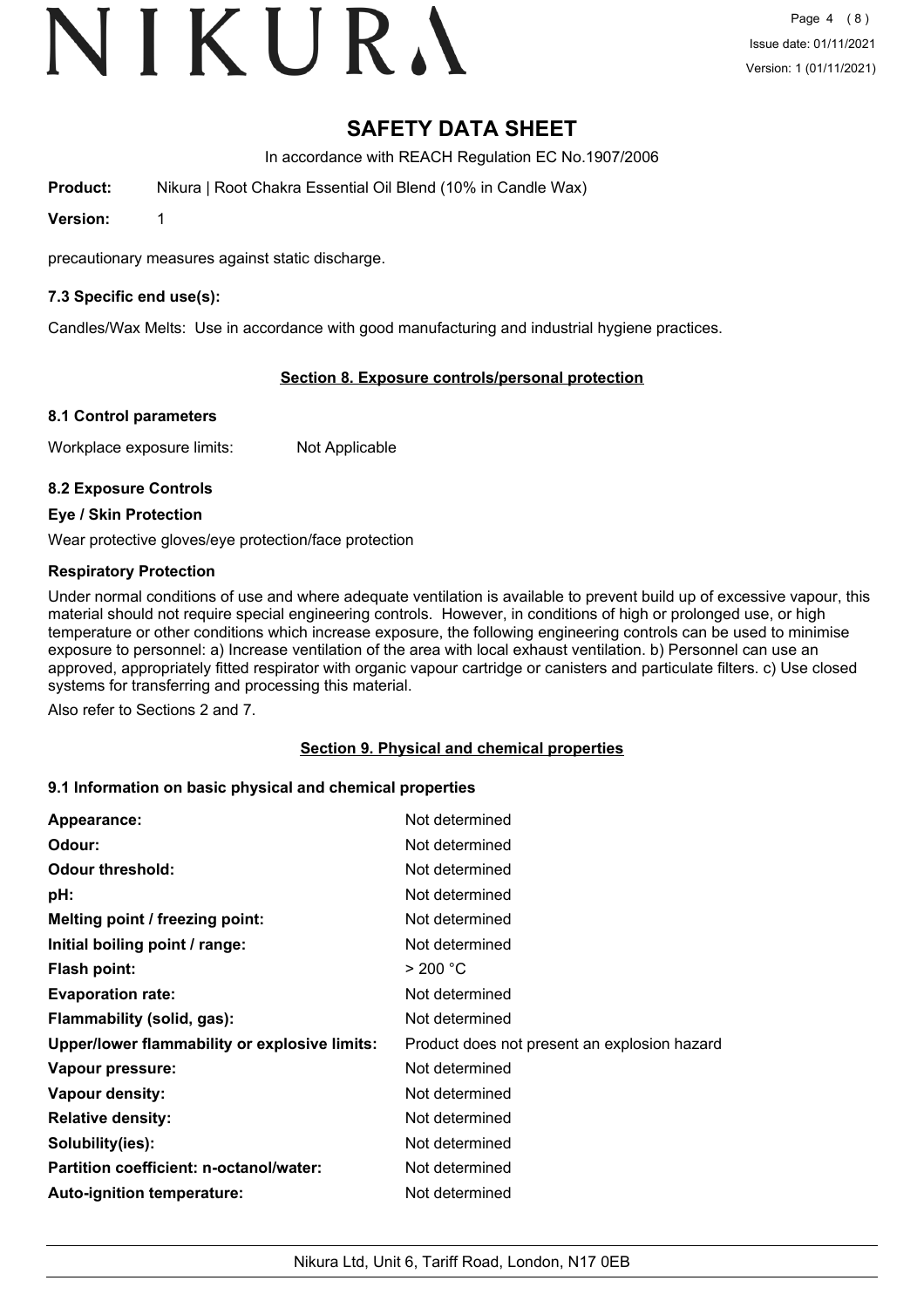# SAFETY DATA SHEET

In accordance with REACH Regulation EC No.1907/2006

**Product:** Nikura | Root Chakra Essential Oil Blend (10% in Candle Wax)

**Version:** 1

precautionary measures against static discharge.

### 7.3 Specific end use(s):

Candles/Wax Melts: Use in accordance with good manufacturing and industrial hygiene practices.

## Section 8. Exposure controls/personal protection

### 8.1 Control parameters

Workplace exposure limits: Not Applicable

### 8.2 Exposure Controls

**Eye / Skin Protection**

Wear protective gloves/eye protection/face protection

**Respiratory Protection**

Under normal conditions of use and where adequate ventilation is available to prevent build up of excessive vapour, this material should not require special engineering controls. However, in conditions of high or prolonged use, or high temperature or other conditions which increase exposure, the following engineering controls can be used to minimise exposure to personnel: a) Increase ventilation of the area with local exhaust ventilation. b) Personnel can use an approved, appropriately fitted respirator with organic vapour cartridge or canisters and particulate filters. c) Use closed systems for transferring and processing this material.

Also refer to Sections 2 and 7.

## Section 9. Physical and chemical properties

### 9.1 Information on basic physical and chemical properties

| Property | Value |
|---|---|
| **Appearance:** | Not determined |
| **Odour:** | Not determined |
| **Odour threshold:** | Not determined |
| **pH:** | Not determined |
| **Melting point / freezing point:** | Not determined |
| **Initial boiling point / range:** | Not determined |
| **Flash point:** | > 200 °C |
| **Evaporation rate:** | Not determined |
| **Flammability (solid, gas):** | Not determined |
| **Upper/lower flammability or explosive limits:** | Product does not present an explosion hazard |
| **Vapour pressure:** | Not determined |
| **Vapour density:** | Not determined |
| **Relative density:** | Not determined |
| **Solubility(ies):** | Not determined |
| **Partition coefficient: n-octanol/water:** | Not determined |
| **Auto-ignition temperature:** | Not determined |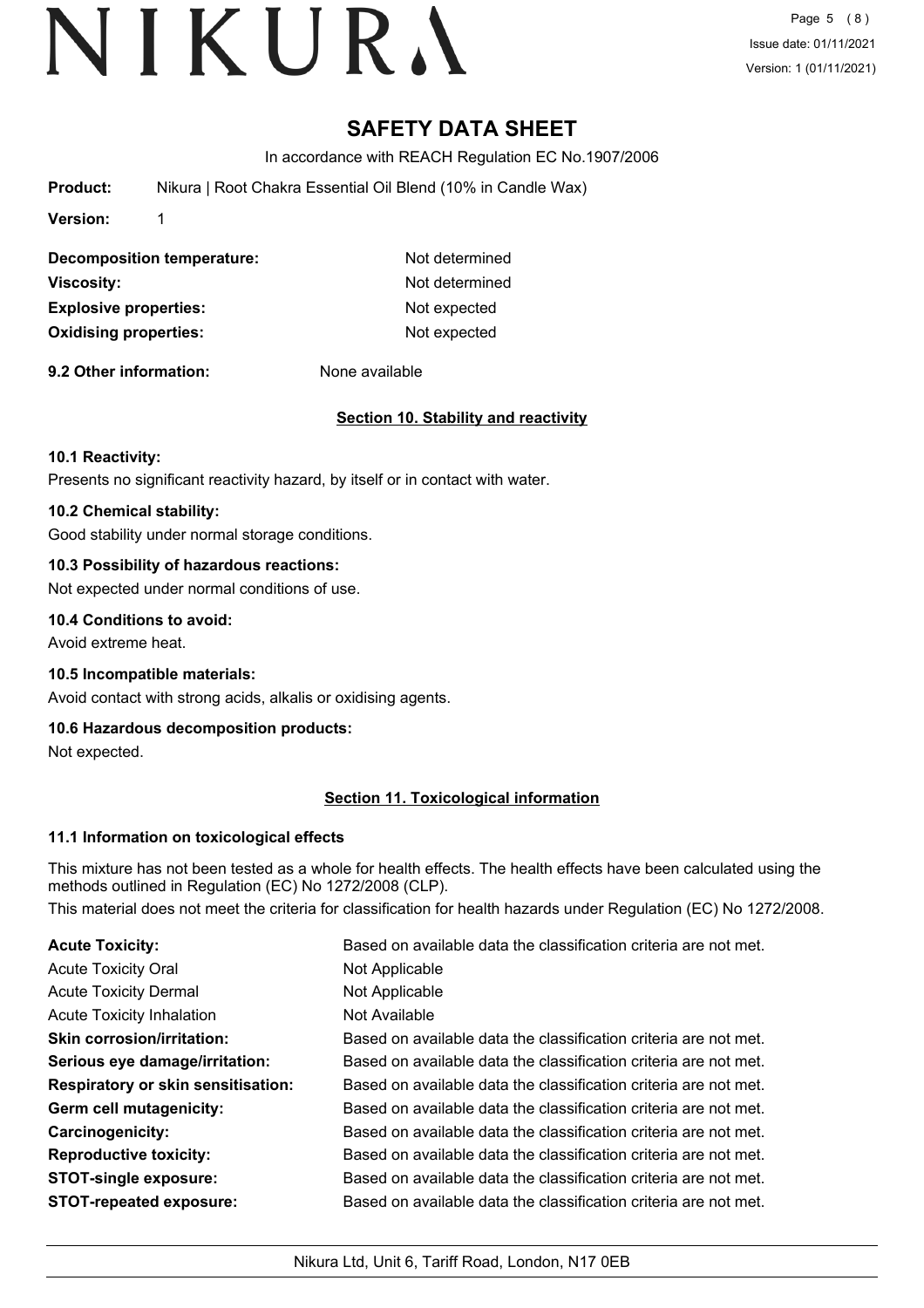# SAFETY DATA SHEET

In accordance with REACH Regulation EC No.1907/2006

**Product:** Nikura | Root Chakra Essential Oil Blend (10% in Candle Wax)

**Version:** 1

| | |
|---|---|
| **Decomposition temperature:** | Not determined |
| **Viscosity:** | Not determined |
| **Explosive properties:** | Not expected |
| **Oxidising properties:** | Not expected |

**9.2 Other information:** None available

## Section 10. Stability and reactivity

**10.1 Reactivity:**

Presents no significant reactivity hazard, by itself or in contact with water.

**10.2 Chemical stability:**

Good stability under normal storage conditions.

**10.3 Possibility of hazardous reactions:**

Not expected under normal conditions of use.

**10.4 Conditions to avoid:**

Avoid extreme heat.

**10.5 Incompatible materials:**

Avoid contact with strong acids, alkalis or oxidising agents.

**10.6 Hazardous decomposition products:**

Not expected.

## Section 11. Toxicological information

**11.1 Information on toxicological effects**

This mixture has not been tested as a whole for health effects. The health effects have been calculated using the methods outlined in Regulation (EC) No 1272/2008 (CLP).

This material does not meet the criteria for classification for health hazards under Regulation (EC) No 1272/2008.

| | |
|---|---|
| **Acute Toxicity:** | Based on available data the classification criteria are not met. |
| Acute Toxicity Oral | Not Applicable |
| Acute Toxicity Dermal | Not Applicable |
| Acute Toxicity Inhalation | Not Available |
| **Skin corrosion/irritation:** | Based on available data the classification criteria are not met. |
| **Serious eye damage/irritation:** | Based on available data the classification criteria are not met. |
| **Respiratory or skin sensitisation:** | Based on available data the classification criteria are not met. |
| **Germ cell mutagenicity:** | Based on available data the classification criteria are not met. |
| **Carcinogenicity:** | Based on available data the classification criteria are not met. |
| **Reproductive toxicity:** | Based on available data the classification criteria are not met. |
| **STOT-single exposure:** | Based on available data the classification criteria are not met. |
| **STOT-repeated exposure:** | Based on available data the classification criteria are not met. |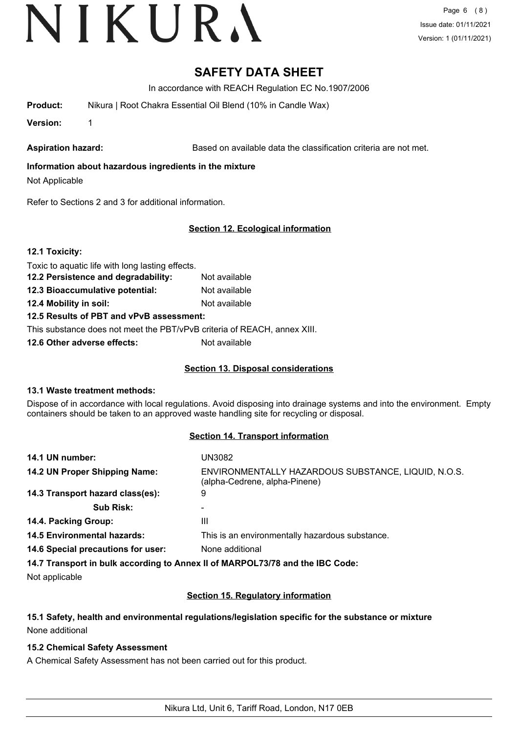# SAFETY DATA SHEET

In accordance with REACH Regulation EC No.1907/2006

**Product:** Nikura | Root Chakra Essential Oil Blend (10% in Candle Wax)

**Version:** 1

**Aspiration hazard:** Based on available data the classification criteria are not met.

**Information about hazardous ingredients in the mixture**

Not Applicable

Refer to Sections 2 and 3 for additional information.

## Section 12. Ecological information

**12.1 Toxicity:**

Toxic to aquatic life with long lasting effects.

**12.2 Persistence and degradability:** Not available

**12.3 Bioaccumulative potential:** Not available

**12.4 Mobility in soil:** Not available

**12.5 Results of PBT and vPvB assessment:**

This substance does not meet the PBT/vPvB criteria of REACH, annex XIII.

**12.6 Other adverse effects:** Not available

## Section 13. Disposal considerations

**13.1 Waste treatment methods:**

Dispose of in accordance with local regulations. Avoid disposing into drainage systems and into the environment. Empty containers should be taken to an approved waste handling site for recycling or disposal.

## Section 14. Transport information

**14.1 UN number:** UN3082

**14.2 UN Proper Shipping Name:** ENVIRONMENTALLY HAZARDOUS SUBSTANCE, LIQUID, N.O.S. (alpha-Cedrene, alpha-Pinene)

**14.3 Transport hazard class(es):** 9

**Sub Risk:** -

**14.4. Packing Group:** III

**14.5 Environmental hazards:** This is an environmentally hazardous substance.

**14.6 Special precautions for user:** None additional

**14.7 Transport in bulk according to Annex II of MARPOL73/78 and the IBC Code:**

Not applicable

## Section 15. Regulatory information

**15.1 Safety, health and environmental regulations/legislation specific for the substance or mixture**

None additional

**15.2 Chemical Safety Assessment**

A Chemical Safety Assessment has not been carried out for this product.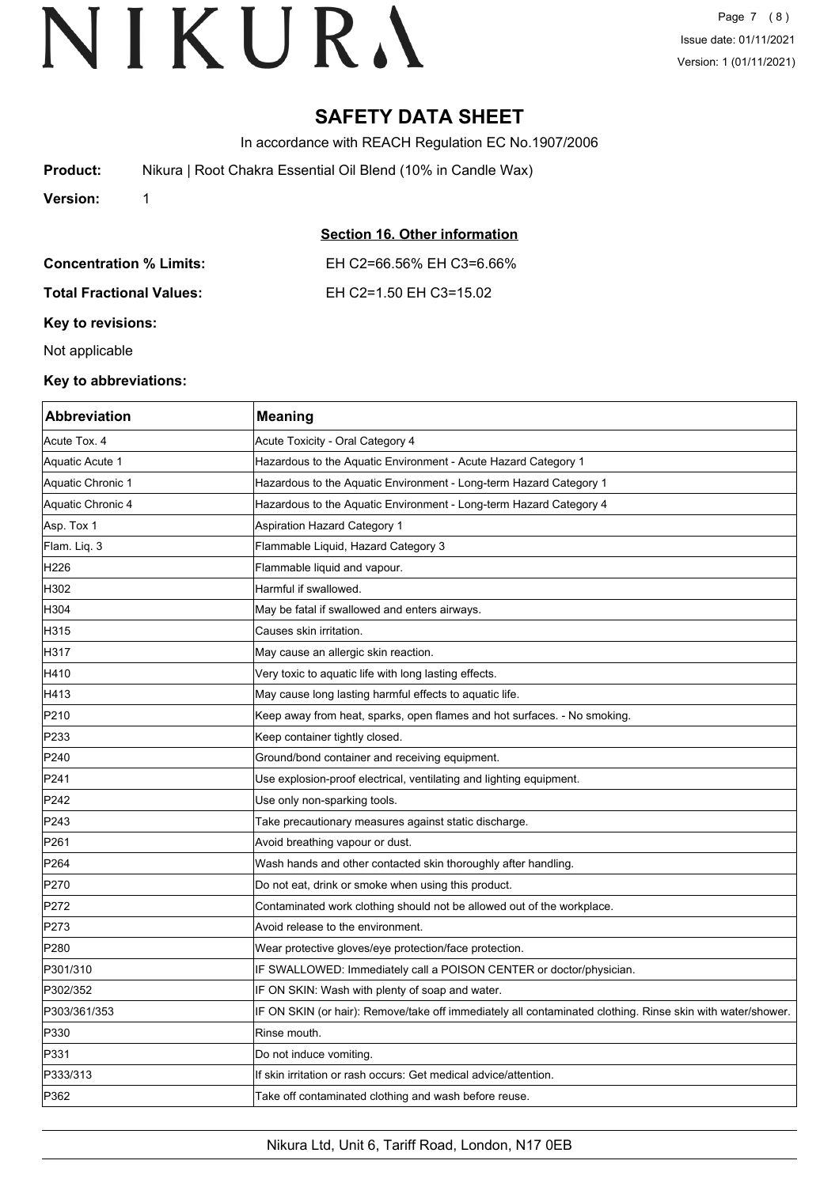# SAFETY DATA SHEET

In accordance with REACH Regulation EC No.1907/2006

**Product:** Nikura | Root Chakra Essential Oil Blend (10% in Candle Wax)

**Version:** 1

## Section 16. Other information

**Concentration % Limits:** EH C2=66.56% EH C3=6.66%

**Total Fractional Values:** EH C2=1.50 EH C3=15.02

**Key to revisions:**

Not applicable

**Key to abbreviations:**

| Abbreviation | Meaning |
|---|---|
| Acute Tox. 4 | Acute Toxicity - Oral Category 4 |
| Aquatic Acute 1 | Hazardous to the Aquatic Environment - Acute Hazard Category 1 |
| Aquatic Chronic 1 | Hazardous to the Aquatic Environment - Long-term Hazard Category 1 |
| Aquatic Chronic 4 | Hazardous to the Aquatic Environment - Long-term Hazard Category 4 |
| Asp. Tox 1 | Aspiration Hazard Category 1 |
| Flam. Liq. 3 | Flammable Liquid, Hazard Category 3 |
| H226 | Flammable liquid and vapour. |
| H302 | Harmful if swallowed. |
| H304 | May be fatal if swallowed and enters airways. |
| H315 | Causes skin irritation. |
| H317 | May cause an allergic skin reaction. |
| H410 | Very toxic to aquatic life with long lasting effects. |
| H413 | May cause long lasting harmful effects to aquatic life. |
| P210 | Keep away from heat, sparks, open flames and hot surfaces. - No smoking. |
| P233 | Keep container tightly closed. |
| P240 | Ground/bond container and receiving equipment. |
| P241 | Use explosion-proof electrical, ventilating and lighting equipment. |
| P242 | Use only non-sparking tools. |
| P243 | Take precautionary measures against static discharge. |
| P261 | Avoid breathing vapour or dust. |
| P264 | Wash hands and other contacted skin thoroughly after handling. |
| P270 | Do not eat, drink or smoke when using this product. |
| P272 | Contaminated work clothing should not be allowed out of the workplace. |
| P273 | Avoid release to the environment. |
| P280 | Wear protective gloves/eye protection/face protection. |
| P301/310 | IF SWALLOWED: Immediately call a POISON CENTER or doctor/physician. |
| P302/352 | IF ON SKIN: Wash with plenty of soap and water. |
| P303/361/353 | IF ON SKIN (or hair): Remove/take off immediately all contaminated clothing. Rinse skin with water/shower. |
| P330 | Rinse mouth. |
| P331 | Do not induce vomiting. |
| P333/313 | If skin irritation or rash occurs: Get medical advice/attention. |
| P362 | Take off contaminated clothing and wash before reuse. |

Nikura Ltd, Unit 6, Tariff Road, London, N17 0EB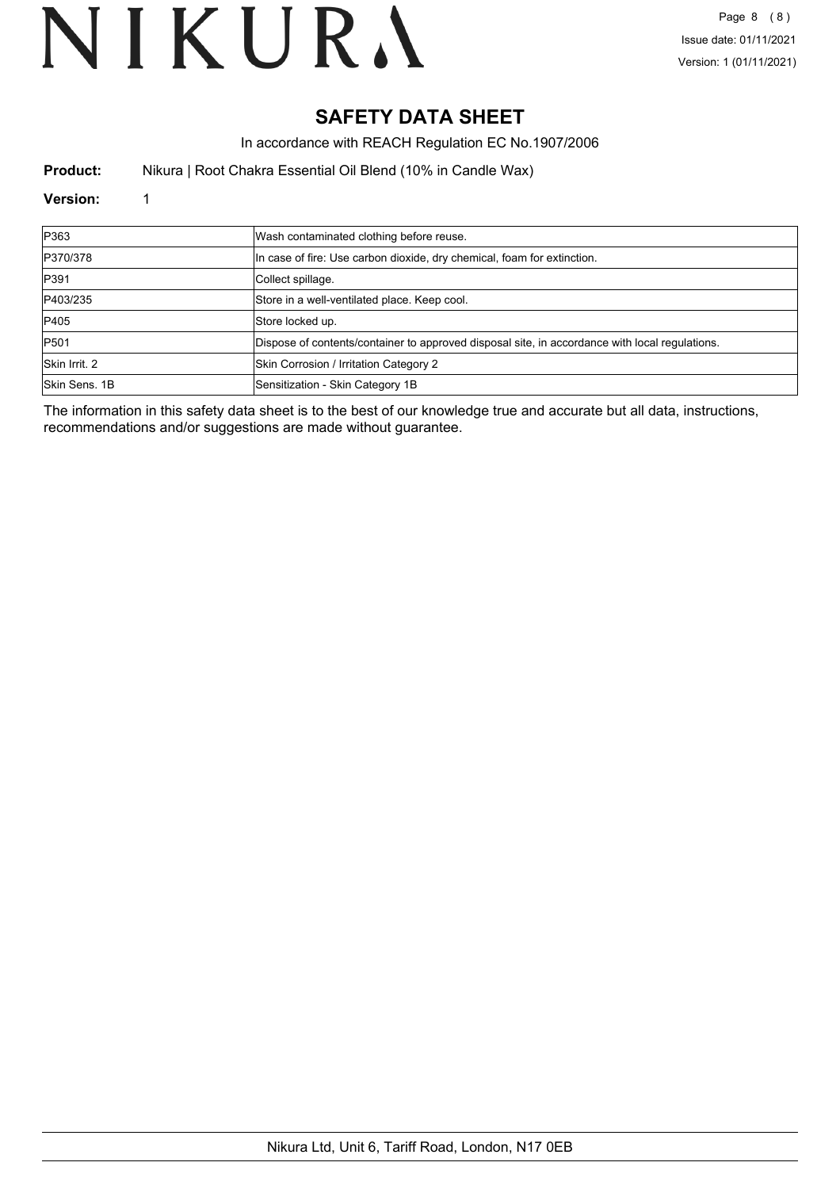# SAFETY DATA SHEET

In accordance with REACH Regulation EC No.1907/2006

**Product:** Nikura | Root Chakra Essential Oil Blend (10% in Candle Wax)

**Version:** 1

| | |
|---|---|
| P363 | Wash contaminated clothing before reuse. |
| P370/378 | In case of fire: Use carbon dioxide, dry chemical, foam for extinction. |
| P391 | Collect spillage. |
| P403/235 | Store in a well-ventilated place. Keep cool. |
| P405 | Store locked up. |
| P501 | Dispose of contents/container to approved disposal site, in accordance with local regulations. |
| Skin Irrit. 2 | Skin Corrosion / Irritation Category 2 |
| Skin Sens. 1B | Sensitization - Skin Category 1B |

The information in this safety data sheet is to the best of our knowledge true and accurate but all data, instructions, recommendations and/or suggestions are made without guarantee.

Nikura Ltd, Unit 6, Tariff Road, London, N17 0EB